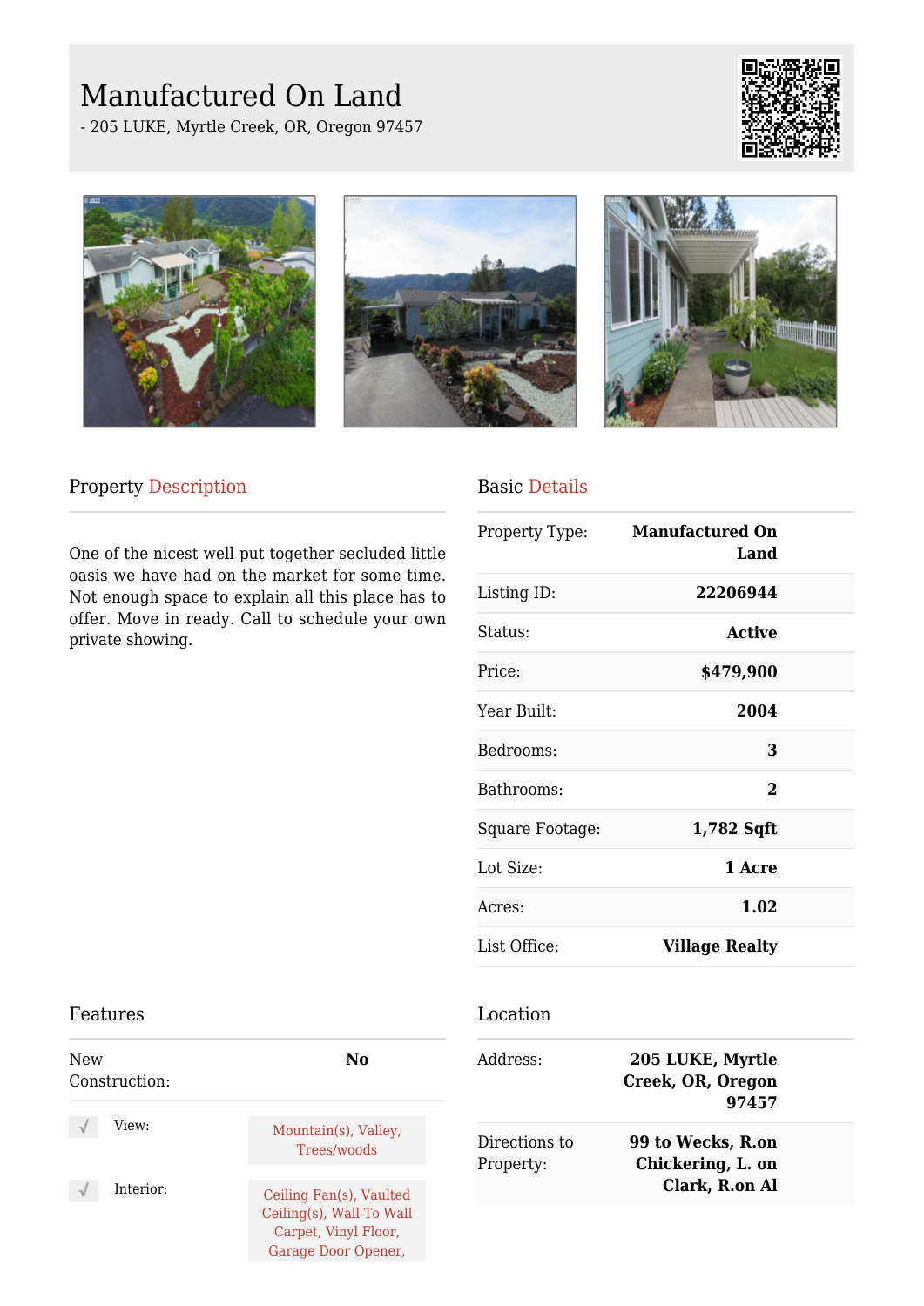# Manufactured On Land

- 205 LUKE, Myrtle Creek, OR, Oregon 97457

## Property Description

One of the nicest well put together secluded little oasis we have had on the market for some time. Not enough space to explain all this place has to offer. Move in ready. Call to schedule your own private showing.

## Basic Details

| | |
|---|---|
| Property Type: | **Manufactured On Land** |
| Listing ID: | **22206944** |
| Status: | **Active** |
| Price: | **$479,900** |
| Year Built: | **2004** |
| Bedrooms: | **3** |
| Bathrooms: | **2** |
| Square Footage: | **1,782 Sqft** |
| Lot Size: | **1 Acre** |
| Acres: | **1.02** |
| List Office: | **Village Realty** |

## Features

| | |
|---|---|
| New Construction: | **No** |
| √ View: | Mountain(s), Valley, Trees/woods |
| √ Interior: | Ceiling Fan(s), Vaulted Ceiling(s), Wall To Wall Carpet, Vinyl Floor, Garage Door Opener, |

## Location

| | |
|---|---|
| Address: | **205 LUKE, Myrtle Creek, OR, Oregon 97457** |
| Directions to Property: | **99 to Wecks, R.on Chickering, L. on Clark, R.on Al** |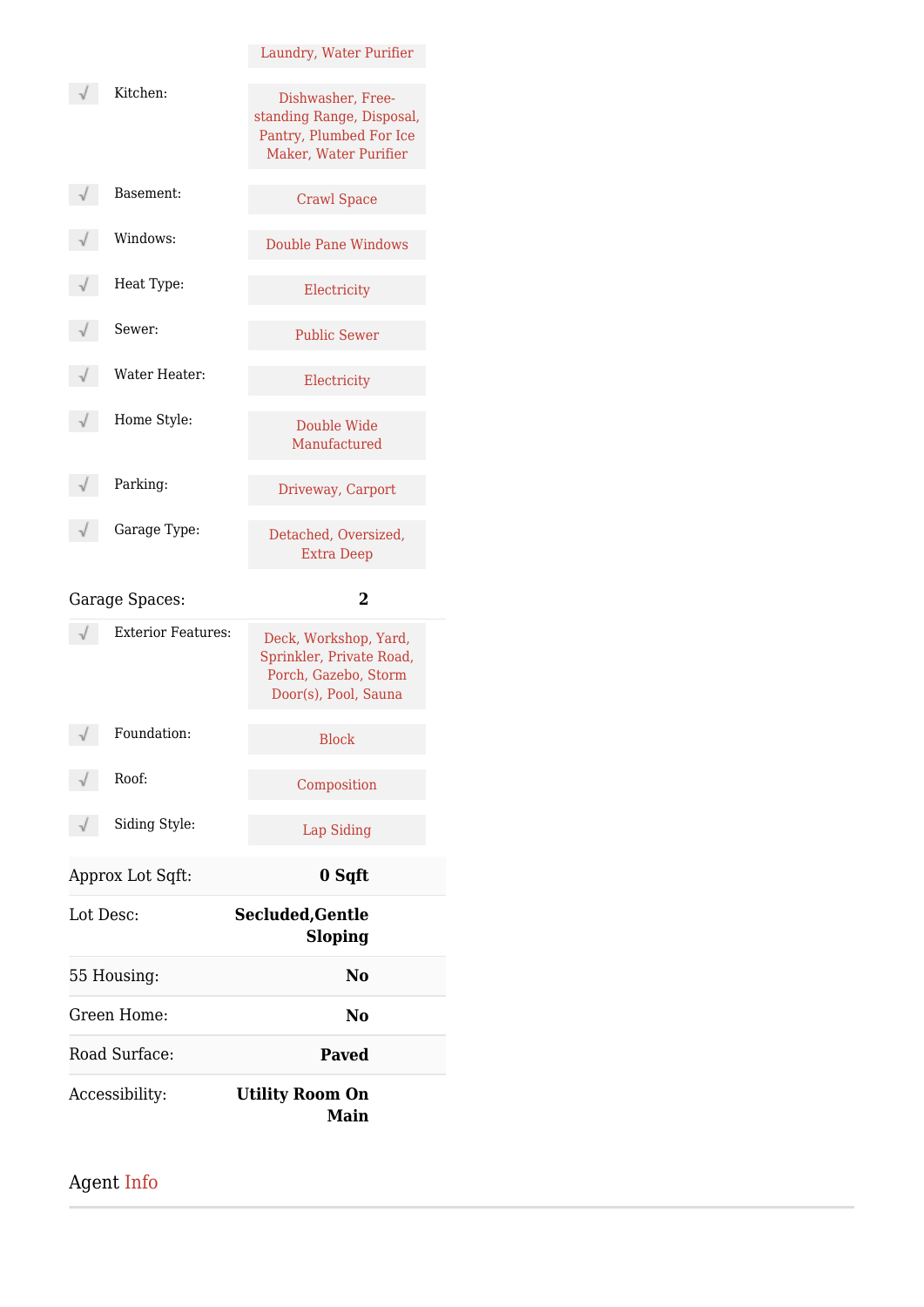| | |
|---|---|
| | Laundry, Water Purifier |
| √ Kitchen: | Dishwasher, Free-standing Range, Disposal, Pantry, Plumbed For Ice Maker, Water Purifier |
| √ Basement: | Crawl Space |
| √ Windows: | Double Pane Windows |
| √ Heat Type: | Electricity |
| √ Sewer: | Public Sewer |
| √ Water Heater: | Electricity |
| √ Home Style: | Double Wide Manufactured |
| √ Parking: | Driveway, Carport |
| √ Garage Type: | Detached, Oversized, Extra Deep |
| Garage Spaces: | **2** |
| √ Exterior Features: | Deck, Workshop, Yard, Sprinkler, Private Road, Porch, Gazebo, Storm Door(s), Pool, Sauna |
| √ Foundation: | Block |
| √ Roof: | Composition |
| √ Siding Style: | Lap Siding |
| Approx Lot Sqft: | **0 Sqft** |
| Lot Desc: | **Secluded,Gentle Sloping** |
| 55 Housing: | **No** |
| Green Home: | **No** |
| Road Surface: | **Paved** |
| Accessibility: | **Utility Room On Main** |

## Agent Info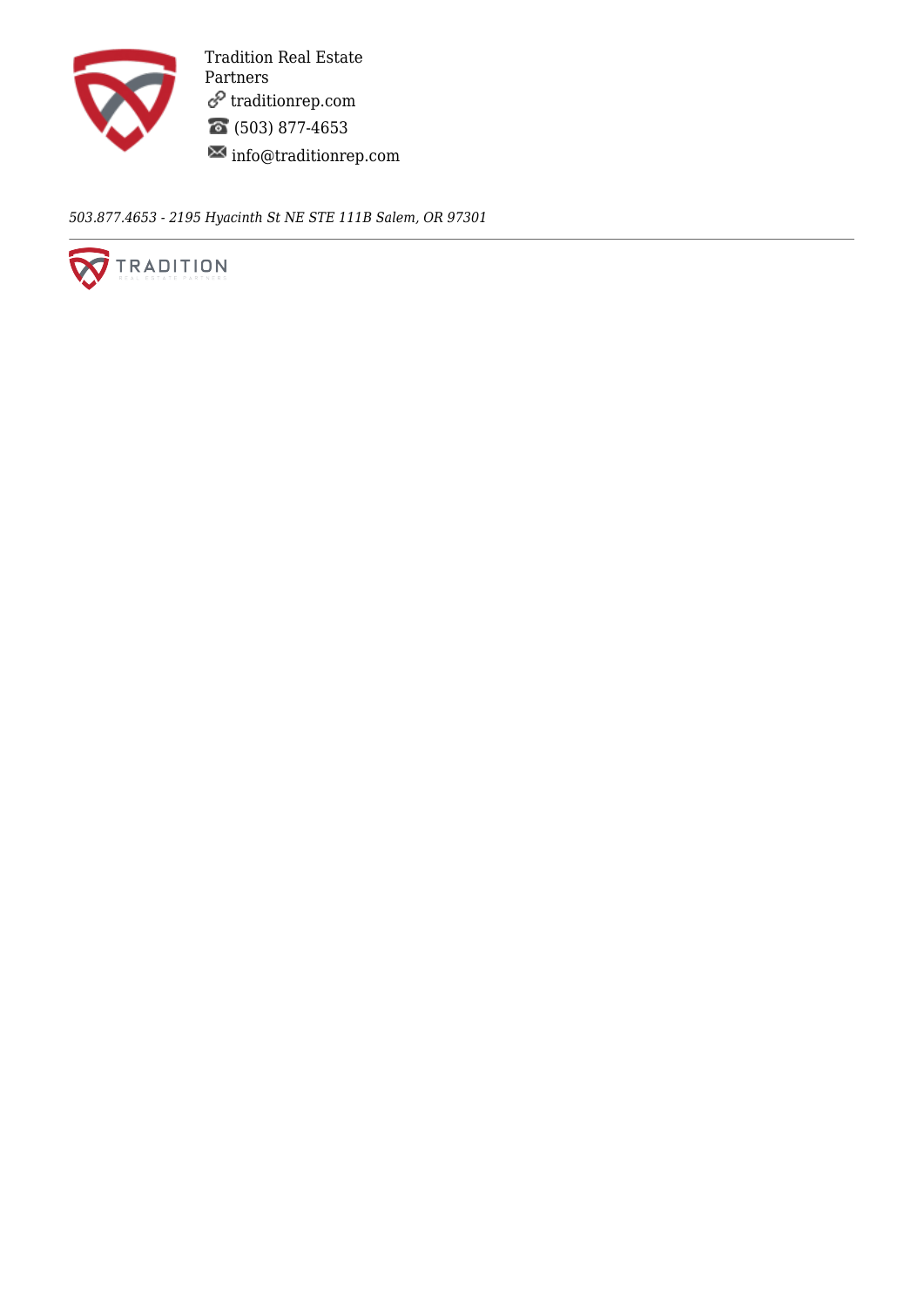Tradition Real Estate Partners
traditionrep.com
(503) 877-4653
info@traditionrep.com

*503.877.4653 - 2195 Hyacinth St NE STE 111B Salem, OR 97301*

---

TRADITION
REAL ESTATE PARTNERS